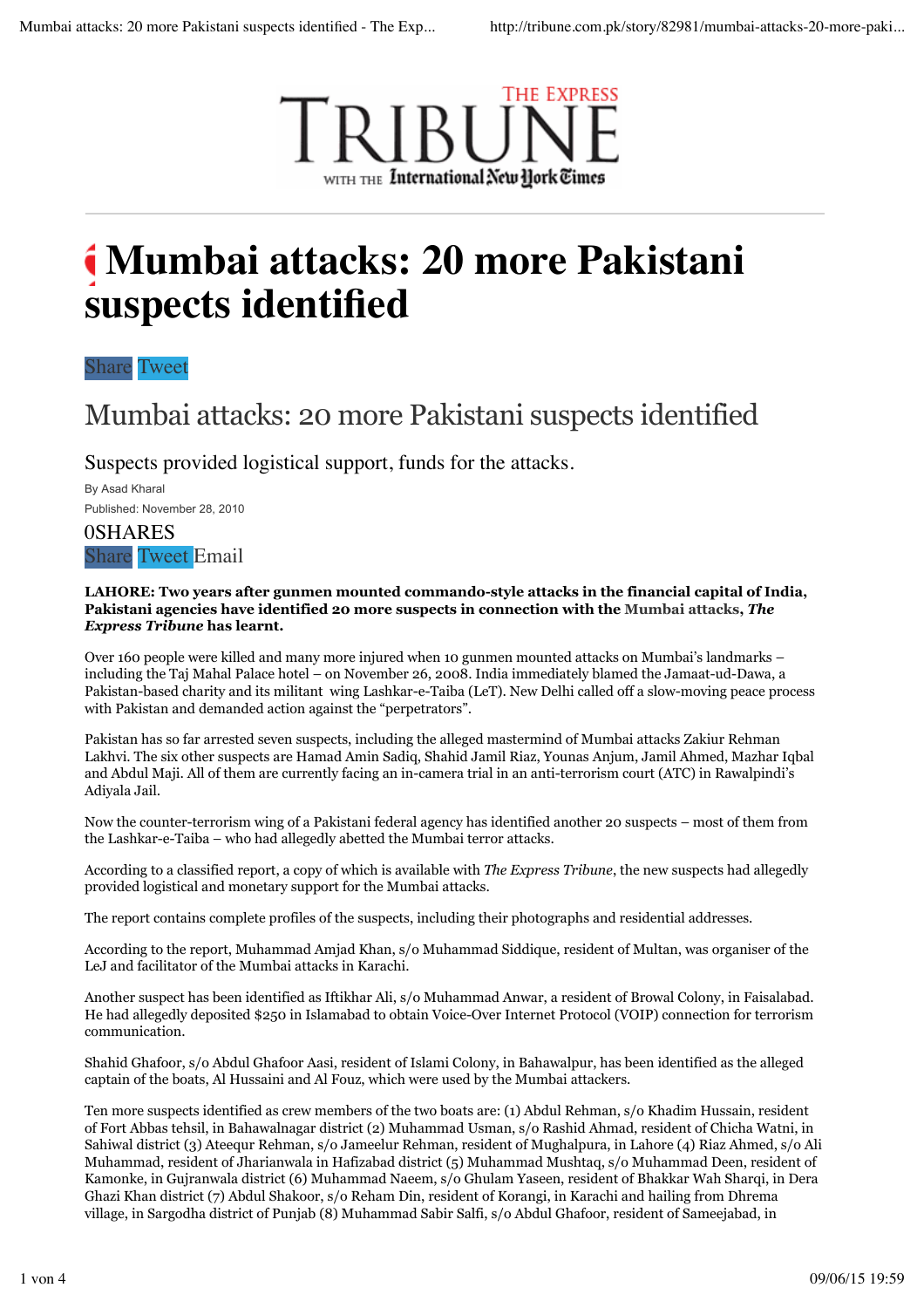# Mumbai attacks: 20 more Pakistani suspects identified

Share Tweet

## Mumbai attacks: 20 more Pakistani suspects identified

Suspects provided logistical support, funds for the attacks.

By Asad Kharal

Published: November 28, 2010

0SHARES

Share Tweet Email

**LAHORE: Two years after gunmen mounted commando-style attacks in the financial capital of India, Pakistani agencies have identified 20 more suspects in connection with the Mumbai attacks, *The Express Tribune* has learnt.**

Over 160 people were killed and many more injured when 10 gunmen mounted attacks on Mumbai's landmarks – including the Taj Mahal Palace hotel – on November 26, 2008. India immediately blamed the Jamaat-ud-Dawa, a Pakistan-based charity and its militant wing Lashkar-e-Taiba (LeT). New Delhi called off a slow-moving peace process with Pakistan and demanded action against the "perpetrators".

Pakistan has so far arrested seven suspects, including the alleged mastermind of Mumbai attacks Zakiur Rehman Lakhvi. The six other suspects are Hamad Amin Sadiq, Shahid Jamil Riaz, Younas Anjum, Jamil Ahmed, Mazhar Iqbal and Abdul Maji. All of them are currently facing an in-camera trial in an anti-terrorism court (ATC) in Rawalpindi's Adiyala Jail.

Now the counter-terrorism wing of a Pakistani federal agency has identified another 20 suspects – most of them from the Lashkar-e-Taiba – who had allegedly abetted the Mumbai terror attacks.

According to a classified report, a copy of which is available with *The Express Tribune*, the new suspects had allegedly provided logistical and monetary support for the Mumbai attacks.

The report contains complete profiles of the suspects, including their photographs and residential addresses.

According to the report, Muhammad Amjad Khan, s/o Muhammad Siddique, resident of Multan, was organiser of the LeJ and facilitator of the Mumbai attacks in Karachi.

Another suspect has been identified as Iftikhar Ali, s/o Muhammad Anwar, a resident of Browal Colony, in Faisalabad. He had allegedly deposited $250 in Islamabad to obtain Voice-Over Internet Protocol (VOIP) connection for terrorism communication.

Shahid Ghafoor, s/o Abdul Ghafoor Aasi, resident of Islami Colony, in Bahawalpur, has been identified as the alleged captain of the boats, Al Hussaini and Al Fouz, which were used by the Mumbai attackers.

Ten more suspects identified as crew members of the two boats are: (1) Abdul Rehman, s/o Khadim Hussain, resident of Fort Abbas tehsil, in Bahawalnagar district (2) Muhammad Usman, s/o Rashid Ahmad, resident of Chicha Watni, in Sahiwal district (3) Ateequr Rehman, s/o Jameelur Rehman, resident of Mughalpura, in Lahore (4) Riaz Ahmed, s/o Ali Muhammad, resident of Jharianwala in Hafizabad district (5) Muhammad Mushtaq, s/o Muhammad Deen, resident of Kamonke, in Gujranwala district (6) Muhammad Naeem, s/o Ghulam Yaseen, resident of Bhakkar Wah Sharqi, in Dera Ghazi Khan district (7) Abdul Shakoor, s/o Reham Din, resident of Korangi, in Karachi and hailing from Dhrema village, in Sargodha district of Punjab (8) Muhammad Sabir Salfi, s/o Abdul Ghafoor, resident of Sameejabad, in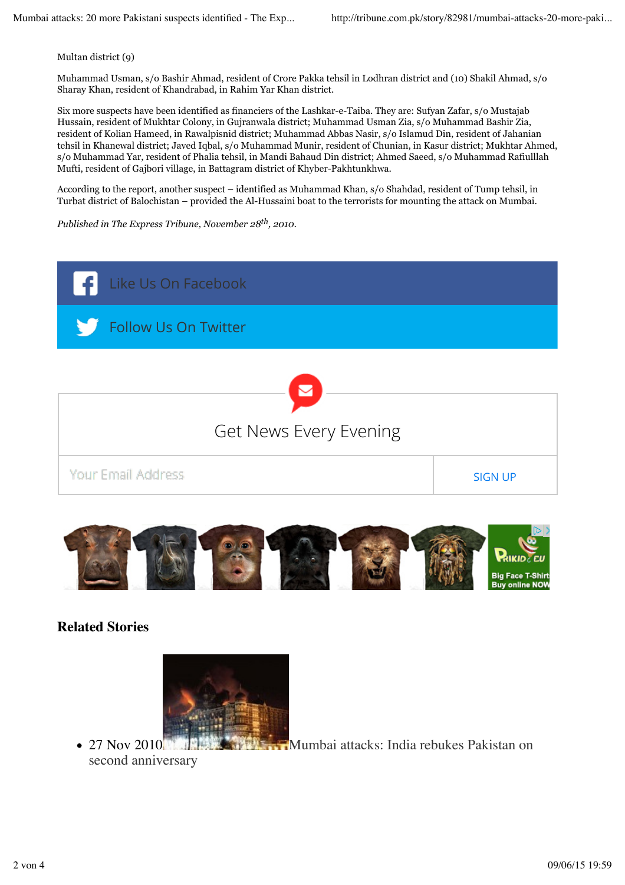Multan district (9)

Muhammad Usman, s/o Bashir Ahmad, resident of Crore Pakka tehsil in Lodhran district and (10) Shakil Ahmad, s/o Sharay Khan, resident of Khandrabad, in Rahim Yar Khan district.

Six more suspects have been identified as financiers of the Lashkar-e-Taiba. They are: Sufyan Zafar, s/o Mustajab Hussain, resident of Mukhtar Colony, in Gujranwala district; Muhammad Usman Zia, s/o Muhammad Bashir Zia, resident of Kolian Hameed, in Rawalpisnid district; Muhammad Abbas Nasir, s/o Islamud Din, resident of Jahanian tehsil in Khanewal district; Javed Iqbal, s/o Muhammad Munir, resident of Chunian, in Kasur district; Mukhtar Ahmed, s/o Muhammad Yar, resident of Phalia tehsil, in Mandi Bahaud Din district; Ahmed Saeed, s/o Muhammad Rafiulllah Mufti, resident of Gajbori village, in Battagram district of Khyber-Pakhtunkhwa.

According to the report, another suspect – identified as Muhammad Khan, s/o Shahdad, resident of Tump tehsil, in Turbat district of Balochistan – provided the Al-Hussaini boat to the terrorists for mounting the attack on Mumbai.

*Published in The Express Tribune, November 28th, 2010.*

Like Us On Facebook

Follow Us On Twitter

Get News Every Evening

Your Email Address

SIGN UP

Big Face T-Shirt
Buy online NOW

## Related Stories

- 27 Nov 2010 Mumbai attacks: India rebukes Pakistan on second anniversary